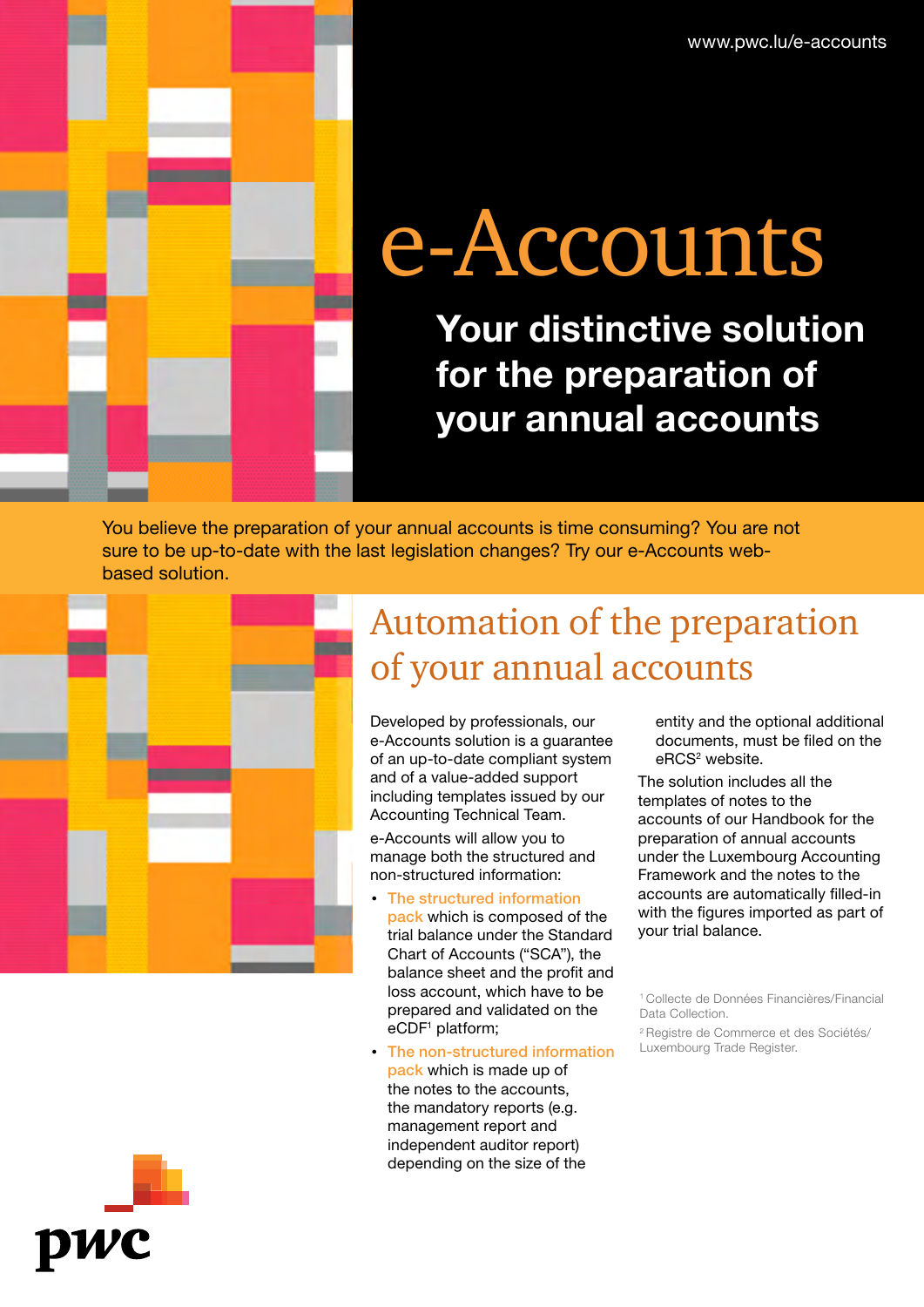www.pwc.lu/e-accounts

# e-Accounts

## Your distinctive solution for the preparation of your annual accounts

You believe the preparation of your annual accounts is time consuming? You are not sure to be up-to-date with the last legislation changes? Try our e-Accounts web-based solution.

## Automation of the preparation of your annual accounts

Developed by professionals, our e-Accounts solution is a guarantee of an up-to-date compliant system and of a value-added support including templates issued by our Accounting Technical Team.

e-Accounts will allow you to manage both the structured and non-structured information:

- **The structured information pack** which is composed of the trial balance under the Standard Chart of Accounts ("SCA"), the balance sheet and the profit and loss account, which have to be prepared and validated on the eCDF[1] platform;
- **The non-structured information pack** which is made up of the notes to the accounts, the mandatory reports (e.g. management report and independent auditor report) depending on the size of the entity and the optional additional documents, must be filed on the eRCS[2] website.

The solution includes all the templates of notes to the accounts of our Handbook for the preparation of annual accounts under the Luxembourg Accounting Framework and the notes to the accounts are automatically filled-in with the figures imported as part of your trial balance.

[1] Collecte de Données Financières/Financial Data Collection.

[2] Registre de Commerce et des Sociétés/ Luxembourg Trade Register.

pwc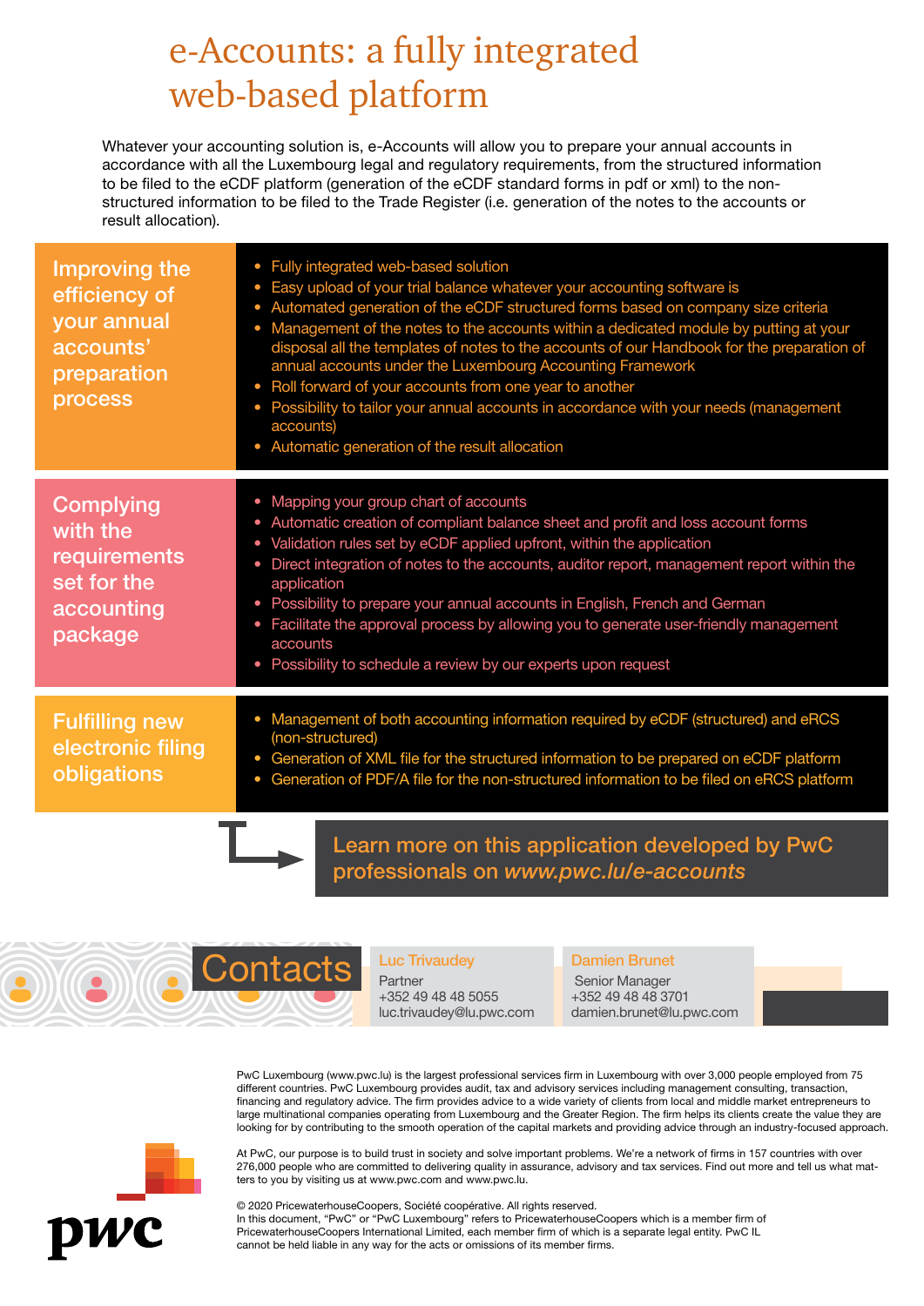# e-Accounts: a fully integrated web-based platform

Whatever your accounting solution is, e-Accounts will allow you to prepare your annual accounts in accordance with all the Luxembourg legal and regulatory requirements, from the structured information to be filed to the eCDF platform (generation of the eCDF standard forms in pdf or xml) to the non-structured information to be filed to the Trade Register (i.e. generation of the notes to the accounts or result allocation).

## Improving the efficiency of your annual accounts' preparation process

- Fully integrated web-based solution
- Easy upload of your trial balance whatever your accounting software is
- Automated generation of the eCDF structured forms based on company size criteria
- Management of the notes to the accounts within a dedicated module by putting at your disposal all the templates of notes to the accounts of our Handbook for the preparation of annual accounts under the Luxembourg Accounting Framework
- Roll forward of your accounts from one year to another
- Possibility to tailor your annual accounts in accordance with your needs (management accounts)
- Automatic generation of the result allocation

## Complying with the requirements set for the accounting package

- Mapping your group chart of accounts
- Automatic creation of compliant balance sheet and profit and loss account forms
- Validation rules set by eCDF applied upfront, within the application
- Direct integration of notes to the accounts, auditor report, management report within the application
- Possibility to prepare your annual accounts in English, French and German
- Facilitate the approval process by allowing you to generate user-friendly management accounts
- Possibility to schedule a review by our experts upon request

## Fulfilling new electronic filing obligations

- Management of both accounting information required by eCDF (structured) and eRCS (non-structured)
- Generation of XML file for the structured information to be prepared on eCDF platform
- Generation of PDF/A file for the non-structured information to be filed on eRCS platform

**Learn more on this application developed by PwC professionals on *www.pwc.lu/e-accounts***

## Contacts

**Luc Trivaudey**
Partner
+352 49 48 48 5055
luc.trivaudey@lu.pwc.com

**Damien Brunet**
Senior Manager
+352 49 48 48 3701
damien.brunet@lu.pwc.com

PwC Luxembourg (www.pwc.lu) is the largest professional services firm in Luxembourg with over 3,000 people employed from 75 different countries. PwC Luxembourg provides audit, tax and advisory services including management consulting, transaction, financing and regulatory advice. The firm provides advice to a wide variety of clients from local and middle market entrepreneurs to large multinational companies operating from Luxembourg and the Greater Region. The firm helps its clients create the value they are looking for by contributing to the smooth operation of the capital markets and providing advice through an industry-focused approach.

At PwC, our purpose is to build trust in society and solve important problems. We're a network of firms in 157 countries with over 276,000 people who are committed to delivering quality in assurance, advisory and tax services. Find out more and tell us what matters to you by visiting us at www.pwc.com and www.pwc.lu.

© 2020 PricewaterhouseCoopers, Société coopérative. All rights reserved.
In this document, "PwC" or "PwC Luxembourg" refers to PricewaterhouseCoopers which is a member firm of PricewaterhouseCoopers International Limited, each member firm of which is a separate legal entity. PwC IL cannot be held liable in any way for the acts or omissions of its member firms.

pwc